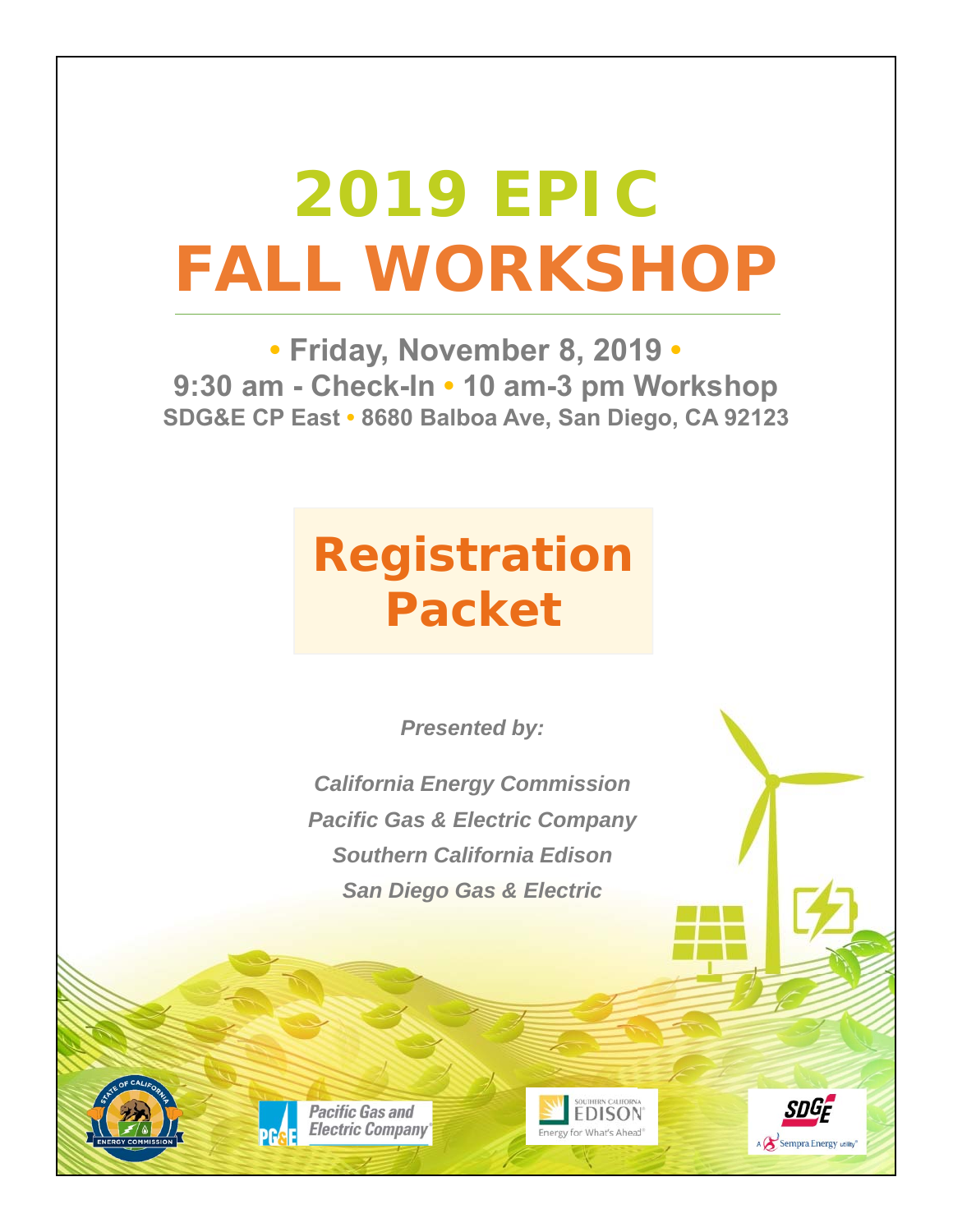# 2019 EPIC
# FALL WORKSHOP

**• Friday, November 8, 2019 •**

**9:30 am - Check-In • 10 am-3 pm Workshop**

**SDG&E CP East • 8680 Balboa Ave, San Diego, CA 92123**

## Registration Packet

***Presented by:***

***California Energy Commission***

***Pacific Gas & Electric Company***

***Southern California Edison***

***San Diego Gas & Electric***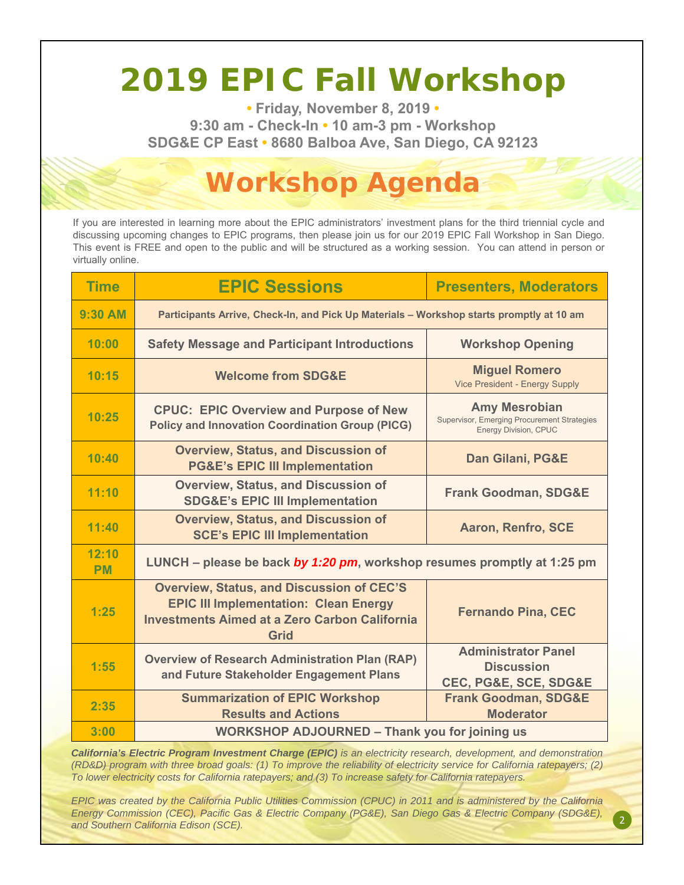# 2019 EPIC Fall Workshop

**• Friday, November 8, 2019 •**
**9:30 am - Check-In • 10 am-3 pm - Workshop**
**SDG&E CP East • 8680 Balboa Ave, San Diego, CA 92123**

## Workshop Agenda

If you are interested in learning more about the EPIC administrators' investment plans for the third triennial cycle and discussing upcoming changes to EPIC programs, then please join us for our 2019 EPIC Fall Workshop in San Diego. This event is FREE and open to the public and will be structured as a working session. You can attend in person or virtually online.

| Time | EPIC Sessions | Presenters, Moderators |
|---|---|---|
| 9:30 AM | Participants Arrive, Check-In, and Pick Up Materials – Workshop starts promptly at 10 am | |
| 10:00 | Safety Message and Participant Introductions | Workshop Opening |
| 10:15 | Welcome from SDG&E | **Miguel Romero** Vice President - Energy Supply |
| 10:25 | CPUC: EPIC Overview and Purpose of New Policy and Innovation Coordination Group (PICG) | **Amy Mesrobian** Supervisor, Emerging Procurement Strategies Energy Division, CPUC |
| 10:40 | Overview, Status, and Discussion of PG&E's EPIC III Implementation | Dan Gilani, PG&E |
| 11:10 | Overview, Status, and Discussion of SDG&E's EPIC III Implementation | Frank Goodman, SDG&E |
| 11:40 | Overview, Status, and Discussion of SCE's EPIC III Implementation | Aaron, Renfro, SCE |
| 12:10 PM | LUNCH – please be back ***by 1:20 pm***, workshop resumes promptly at 1:25 pm | |
| 1:25 | Overview, Status, and Discussion of CEC'S EPIC III Implementation: Clean Energy Investments Aimed at a Zero Carbon California Grid | Fernando Pina, CEC |
| 1:55 | Overview of Research Administration Plan (RAP) and Future Stakeholder Engagement Plans | Administrator Panel Discussion CEC, PG&E, SCE, SDG&E |
| 2:35 | Summarization of EPIC Workshop Results and Actions | Frank Goodman, SDG&E Moderator |
| 3:00 | WORKSHOP ADJOURNED – Thank you for joining us | |

***California's Electric Program Investment Charge (EPIC)*** *is an electricity research, development, and demonstration (RD&D) program with three broad goals: (1) To improve the reliability of electricity service for California ratepayers; (2) To lower electricity costs for California ratepayers; and (3) To increase safety for California ratepayers.*

*EPIC was created by the California Public Utilities Commission (CPUC) in 2011 and is administered by the California Energy Commission (CEC), Pacific Gas & Electric Company (PG&E), San Diego Gas & Electric Company (SDG&E), and Southern California Edison (SCE).*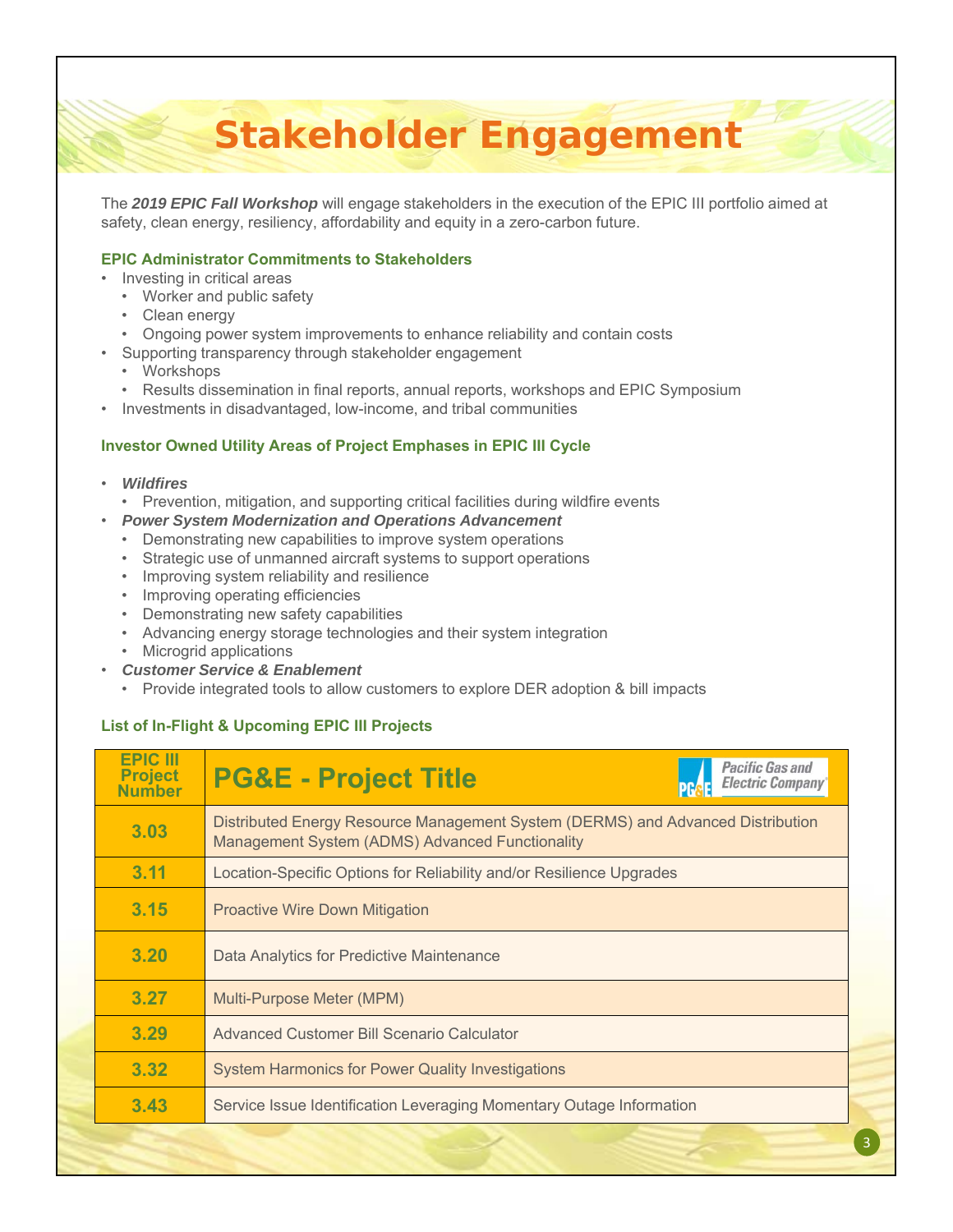# Stakeholder Engagement

The ***2019 EPIC Fall Workshop*** will engage stakeholders in the execution of the EPIC III portfolio aimed at safety, clean energy, resiliency, affordability and equity in a zero-carbon future.

### EPIC Administrator Commitments to Stakeholders

- Investing in critical areas
  - Worker and public safety
  - Clean energy
  - Ongoing power system improvements to enhance reliability and contain costs
- Supporting transparency through stakeholder engagement
  - Workshops
  - Results dissemination in final reports, annual reports, workshops and EPIC Symposium
- Investments in disadvantaged, low-income, and tribal communities

### Investor Owned Utility Areas of Project Emphases in EPIC III Cycle

- ***Wildfires***
  - Prevention, mitigation, and supporting critical facilities during wildfire events
- ***Power System Modernization and Operations Advancement***
  - Demonstrating new capabilities to improve system operations
  - Strategic use of unmanned aircraft systems to support operations
  - Improving system reliability and resilience
  - Improving operating efficiencies
  - Demonstrating new safety capabilities
  - Advancing energy storage technologies and their system integration
  - Microgrid applications
- ***Customer Service & Enablement***
  - Provide integrated tools to allow customers to explore DER adoption & bill impacts

### List of In-Flight & Upcoming EPIC III Projects

| EPIC III Project Number | PG&E - Project Title |
|---|---|
| 3.03 | Distributed Energy Resource Management System (DERMS) and Advanced Distribution Management System (ADMS) Advanced Functionality |
| 3.11 | Location-Specific Options for Reliability and/or Resilience Upgrades |
| 3.15 | Proactive Wire Down Mitigation |
| 3.20 | Data Analytics for Predictive Maintenance |
| 3.27 | Multi-Purpose Meter (MPM) |
| 3.29 | Advanced Customer Bill Scenario Calculator |
| 3.32 | System Harmonics for Power Quality Investigations |
| 3.43 | Service Issue Identification Leveraging Momentary Outage Information |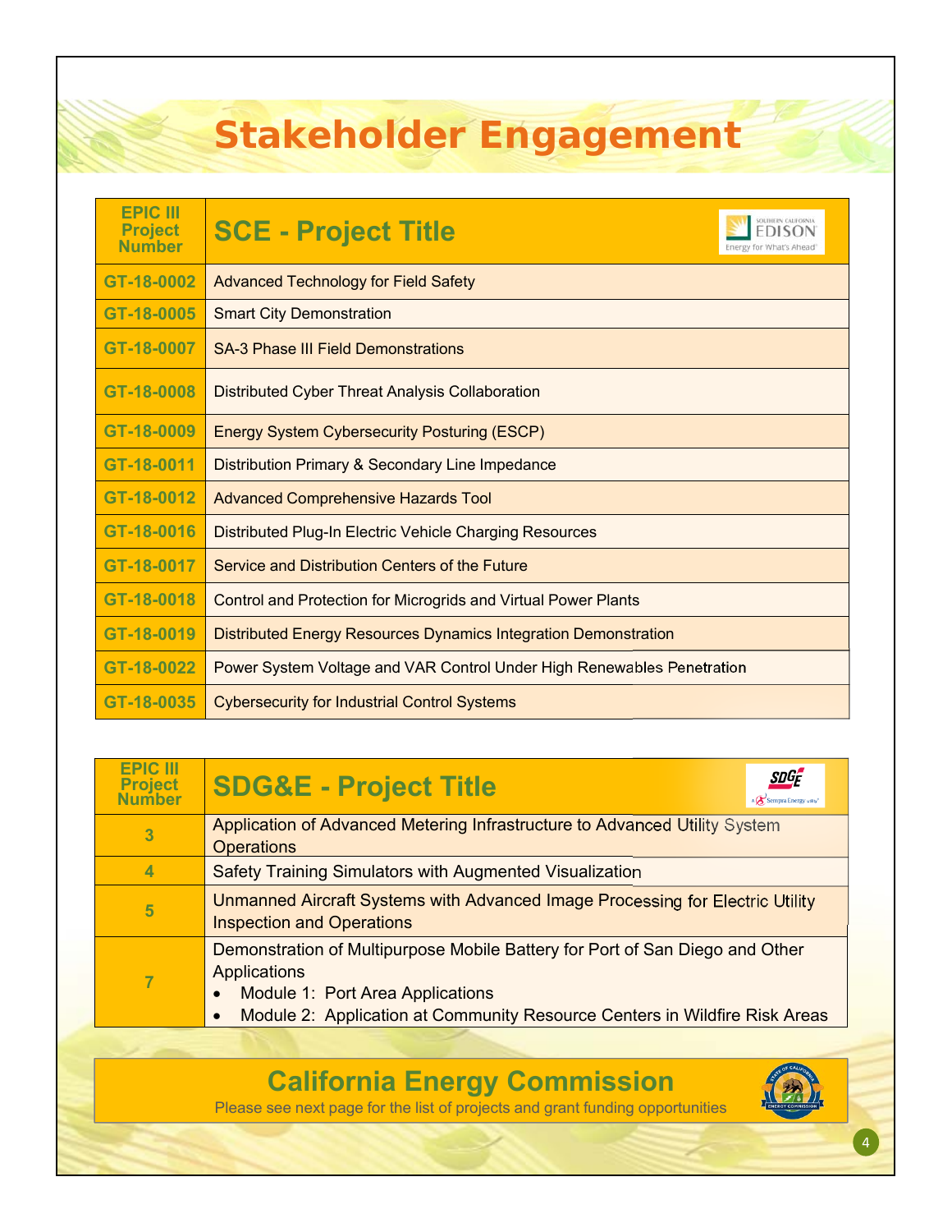# Stakeholder Engagement

| EPIC III Project Number | SCE - Project Title |
|---|---|
| GT-18-0002 | Advanced Technology for Field Safety |
| GT-18-0005 | Smart City Demonstration |
| GT-18-0007 | SA-3 Phase III Field Demonstrations |
| GT-18-0008 | Distributed Cyber Threat Analysis Collaboration |
| GT-18-0009 | Energy System Cybersecurity Posturing (ESCP) |
| GT-18-0011 | Distribution Primary & Secondary Line Impedance |
| GT-18-0012 | Advanced Comprehensive Hazards Tool |
| GT-18-0016 | Distributed Plug-In Electric Vehicle Charging Resources |
| GT-18-0017 | Service and Distribution Centers of the Future |
| GT-18-0018 | Control and Protection for Microgrids and Virtual Power Plants |
| GT-18-0019 | Distributed Energy Resources Dynamics Integration Demonstration |
| GT-18-0022 | Power System Voltage and VAR Control Under High Renewables Penetration |
| GT-18-0035 | Cybersecurity for Industrial Control Systems |

| EPIC III Project Number | SDG&E - Project Title |
|---|---|
| 3 | Application of Advanced Metering Infrastructure to Advanced Utility System Operations |
| 4 | Safety Training Simulators with Augmented Visualization |
| 5 | Unmanned Aircraft Systems with Advanced Image Processing for Electric Utility Inspection and Operations |
| 7 | Demonstration of Multipurpose Mobile Battery for Port of San Diego and Other Applications<br>• Module 1: Port Area Applications<br>• Module 2: Application at Community Resource Centers in Wildfire Risk Areas |

**California Energy Commission**

Please see next page for the list of projects and grant funding opportunities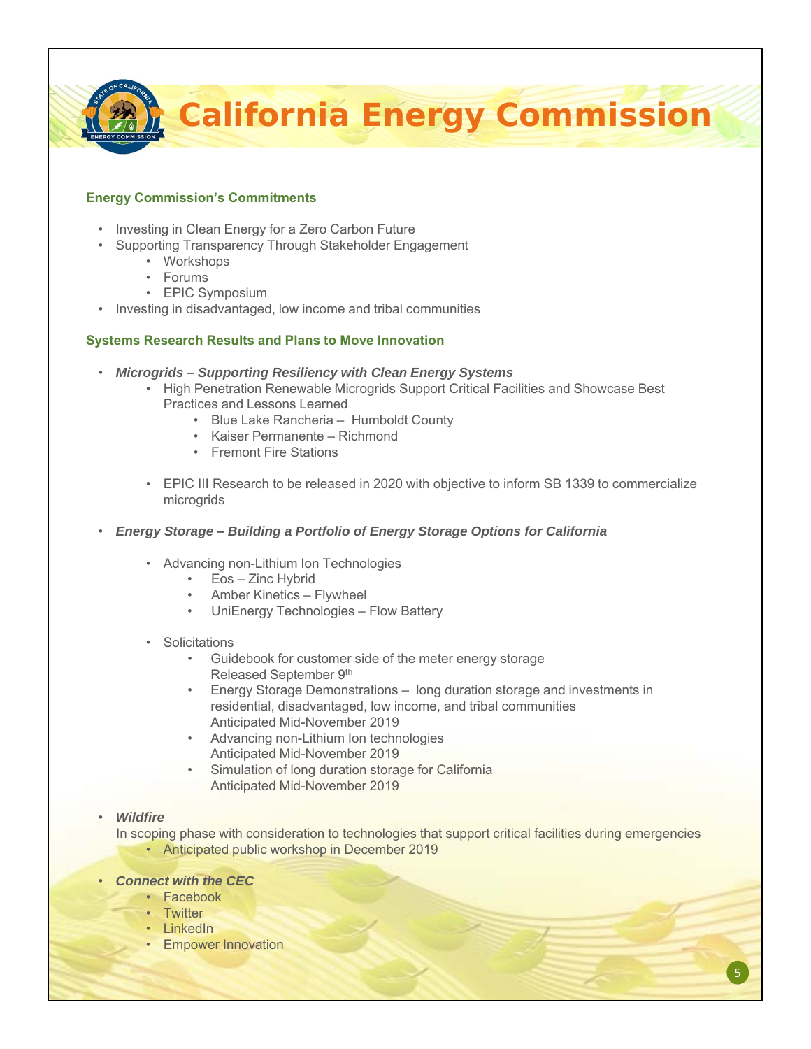# California Energy Commission

### Energy Commission's Commitments

- Investing in Clean Energy for a Zero Carbon Future
- Supporting Transparency Through Stakeholder Engagement
  - Workshops
  - Forums
  - EPIC Symposium
- Investing in disadvantaged, low income and tribal communities

### Systems Research Results and Plans to Move Innovation

- ***Microgrids – Supporting Resiliency with Clean Energy Systems***
  - High Penetration Renewable Microgrids Support Critical Facilities and Showcase Best Practices and Lessons Learned
    - Blue Lake Rancheria – Humboldt County
    - Kaiser Permanente – Richmond
    - Fremont Fire Stations
  - EPIC III Research to be released in 2020 with objective to inform SB 1339 to commercialize microgrids
- ***Energy Storage – Building a Portfolio of Energy Storage Options for California***
  - Advancing non-Lithium Ion Technologies
    - Eos – Zinc Hybrid
    - Amber Kinetics – Flywheel
    - UniEnergy Technologies – Flow Battery
  - Solicitations
    - Guidebook for customer side of the meter energy storage
      Released September 9th
    - Energy Storage Demonstrations – long duration storage and investments in residential, disadvantaged, low income, and tribal communities
      Anticipated Mid-November 2019
    - Advancing non-Lithium Ion technologies
      Anticipated Mid-November 2019
    - Simulation of long duration storage for California
      Anticipated Mid-November 2019
- ***Wildfire***
  In scoping phase with consideration to technologies that support critical facilities during emergencies
  - Anticipated public workshop in December 2019
- ***Connect with the CEC***
  - Facebook
  - Twitter
  - LinkedIn
  - Empower Innovation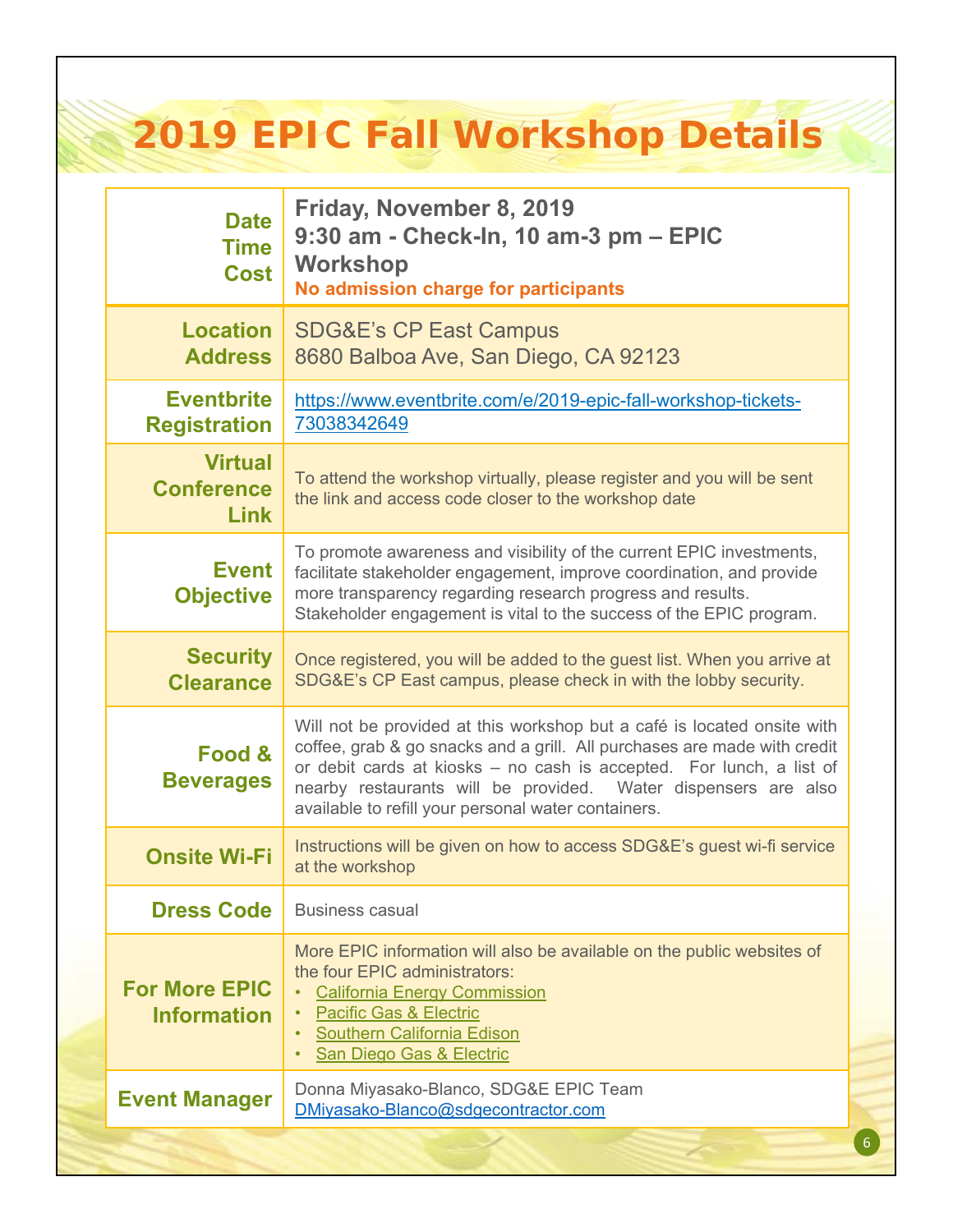# 2019 EPIC Fall Workshop Details

| | |
|---|---|
| **Date Time Cost** | **Friday, November 8, 2019**<br>**9:30 am - Check-In, 10 am-3 pm – EPIC Workshop**<br>**No admission charge for participants** |
| **Location Address** | SDG&E's CP East Campus<br>8680 Balboa Ave, San Diego, CA 92123 |
| **Eventbrite Registration** | https://www.eventbrite.com/e/2019-epic-fall-workshop-tickets-73038342649 |
| **Virtual Conference Link** | To attend the workshop virtually, please register and you will be sent the link and access code closer to the workshop date |
| **Event Objective** | To promote awareness and visibility of the current EPIC investments, facilitate stakeholder engagement, improve coordination, and provide more transparency regarding research progress and results. Stakeholder engagement is vital to the success of the EPIC program. |
| **Security Clearance** | Once registered, you will be added to the guest list. When you arrive at SDG&E's CP East campus, please check in with the lobby security. |
| **Food & Beverages** | Will not be provided at this workshop but a café is located onsite with coffee, grab & go snacks and a grill. All purchases are made with credit or debit cards at kiosks – no cash is accepted. For lunch, a list of nearby restaurants will be provided. Water dispensers are also available to refill your personal water containers. |
| **Onsite Wi-Fi** | Instructions will be given on how to access SDG&E's guest wi-fi service at the workshop |
| **Dress Code** | Business casual |
| **For More EPIC Information** | More EPIC information will also be available on the public websites of the four EPIC administrators:<br>• California Energy Commission<br>• Pacific Gas & Electric<br>• Southern California Edison<br>• San Diego Gas & Electric |
| **Event Manager** | Donna Miyasako-Blanco, SDG&E EPIC Team<br>DMiyasako-Blanco@sdgecontractor.com |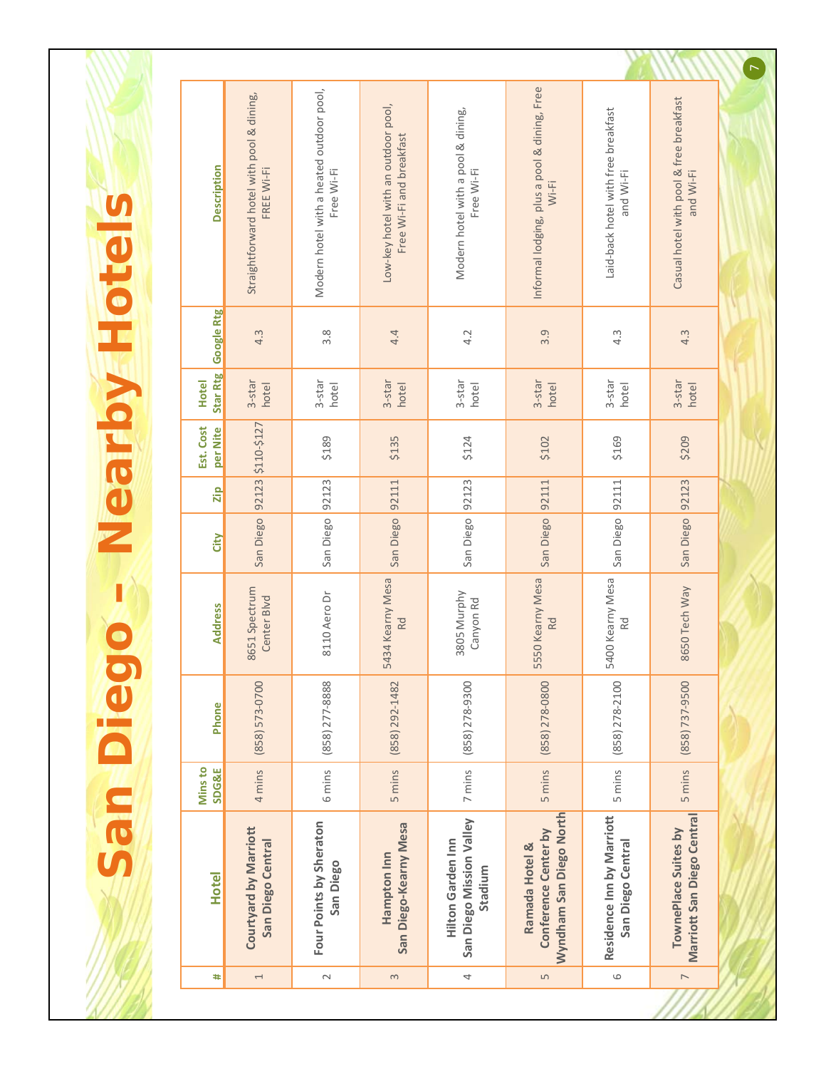# San Diego - Nearby Hotels

| # | Hotel | Mins to SDG&E | Phone | Address | City | Zip | Est. Cost per Nite | Hotel Star Rtg | Google Rtg | Description |
|---|---|---|---|---|---|---|---|---|---|---|
| 1 | **Courtyard by Marriott San Diego Central** | 4 mins | (858) 573-0700 | 8651 Spectrum Center Blvd | San Diego | 92123 | $110-$127 | 3-star hotel | 4.3 | Straightforward hotel with pool & dining, FREE Wi-Fi |
| 2 | **Four Points by Sheraton San Diego** | 6 mins | (858) 277-8888 | 8110 Aero Dr | San Diego | 92123 | $189 | 3-star hotel | 3.8 | Modern hotel with a heated outdoor pool, Free Wi-Fi |
| 3 | **Hampton Inn San Diego-Kearny Mesa** | 5 mins | (858) 292-1482 | 5434 Kearny Mesa Rd | San Diego | 92111 | $135 | 3-star hotel | 4.4 | Low-key hotel with an outdoor pool, Free Wi-Fi and breakfast |
| 4 | **Hilton Garden Inn San Diego Mission Valley Stadium** | 7 mins | (858) 278-9300 | 3805 Murphy Canyon Rd | San Diego | 92123 | $124 | 3-star hotel | 4.2 | Modern hotel with a pool & dining, Free Wi-Fi |
| 5 | **Ramada Hotel & Conference Center by Wyndham San Diego North** | 5 mins | (858) 278-0800 | 5550 Kearny Mesa Rd | San Diego | 92111 | $102 | 3-star hotel | 3.9 | Informal lodging, plus a pool & dining, Free Wi-Fi |
| 6 | **Residence Inn by Marriott San Diego Central** | 5 mins | (858) 278-2100 | 5400 Kearny Mesa Rd | San Diego | 92111 | $169 | 3-star hotel | 4.3 | Laid-back hotel with free breakfast and Wi-Fi |
| 7 | **TownePlace Suites by Marriott San Diego Central** | 5 mins | (858) 737-9500 | 8650 Tech Way | San Diego | 92123 | $209 | 3-star hotel | 4.3 | Casual hotel with pool & free breakfast and Wi-Fi |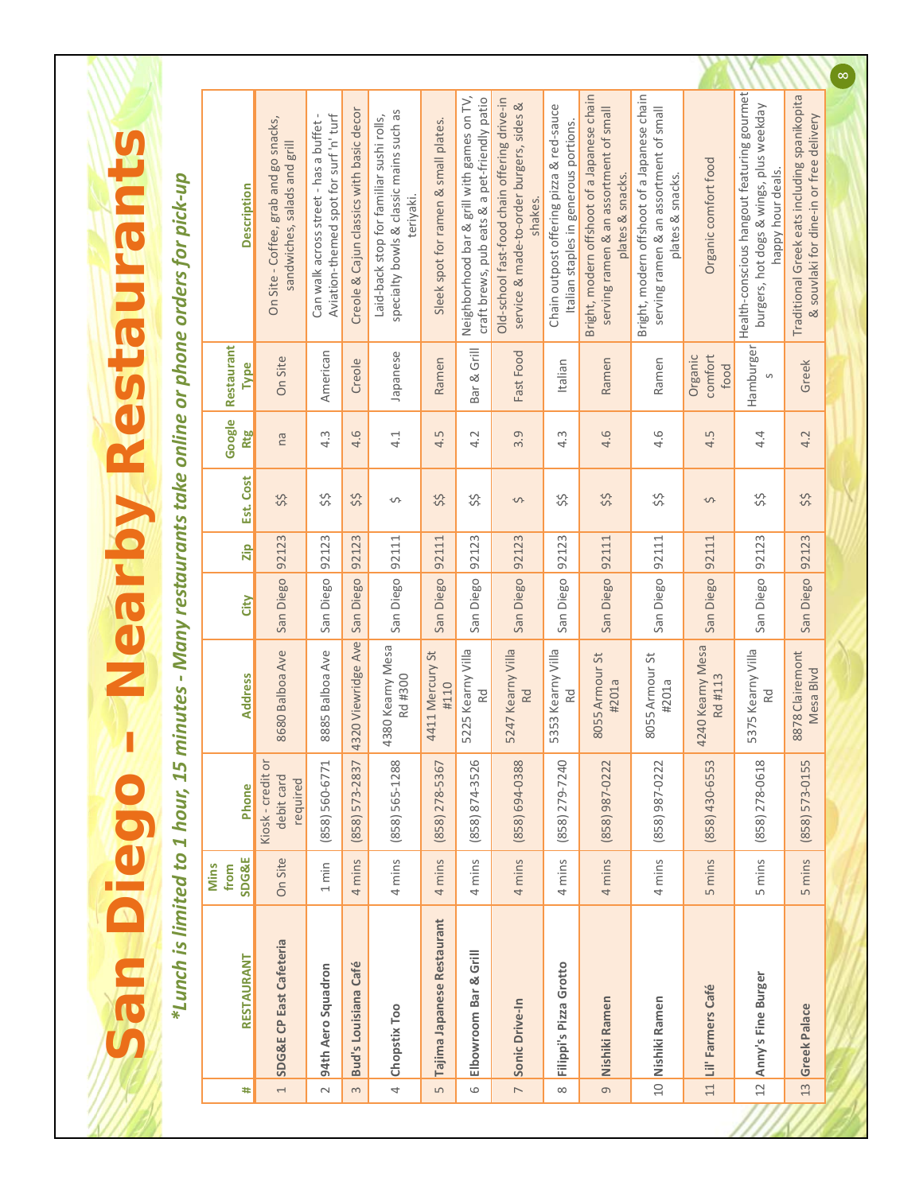# San Diego - Nearby Restaurants

*\*Lunch is limited to 1 hour, 15 minutes - Many restaurants take online or phone orders for pick-up*

| # | RESTAURANT | Mins from SDG&E | Phone | Address | City | Zip | Est. Cost | Google Rtg | Restaurant Type | Description |
|---|---|---|---|---|---|---|---|---|---|---|
| 1 | **SDG&E CP East Cafeteria** | On Site | Kiosk - credit or debit card required | 8680 Balboa Ave | San Diego | 92123 | $$ | na | On Site | On Site - Coffee, grab and go snacks, sandwiches, salads and grill |
| 2 | **94th Aero Squadron** | 1 min | (858) 560-6771 | 8885 Balboa Ave | San Diego | 92123 | $$ | 4.3 | American | Can walk across street - has a buffet - Aviation-themed spot for surf 'n' turf |
| 3 | **Bud's Louisiana Café** | 4 mins | (858) 573-2837 | 4320 Viewridge Ave | San Diego | 92123 | $$ | 4.6 | Creole | Creole & Cajun classics with basic decor |
| 4 | **Chopstix Too** | 4 mins | (858) 565-1288 | 4380 Kearny Mesa Rd #300 | San Diego | 92111 | $ | 4.1 | Japanese | Laid-back stop for familiar sushi rolls, specialty bowls & classic mains such as teriyaki. |
| 5 | **Tajima Japanese Restaurant** | 4 mins | (858) 278-5367 | 4411 Mercury St #110 | San Diego | 92111 | $$ | 4.5 | Ramen | Sleek spot for ramen & small plates. |
| 6 | **Elbowroom Bar & Grill** | 4 mins | (858) 874-3526 | 5225 Kearny Villa Rd | San Diego | 92123 | $$ | 4.2 | Bar & Grill | Neighborhood bar & grill with games on TV, craft brews, pub eats & a pet-friendly patio |
| 7 | **Sonic Drive-In** | 4 mins | (858) 694-0388 | 5247 Kearny Villa Rd | San Diego | 92123 | $ | 3.9 | Fast Food | Old-school fast-food chain offering drive-in service & made-to-order burgers, sides & shakes. |
| 8 | **Filippi's Pizza Grotto** | 4 mins | (858) 279-7240 | 5353 Kearny Villa Rd | San Diego | 92123 | $$ | 4.3 | Italian | Chain outpost offering pizza & red-sauce Italian staples in generous portions. |
| 9 | **Nishiki Ramen** | 4 mins | (858) 987-0222 | 8055 Armour St #201a | San Diego | 92111 | $$ | 4.6 | Ramen | Bright, modern offshoot of a Japanese chain serving ramen & an assortment of small plates & snacks. |
| 10 | **Nishiki Ramen** | 4 mins | (858) 987-0222 | 8055 Armour St #201a | San Diego | 92111 | $$ | 4.6 | Ramen | Bright, modern offshoot of a Japanese chain serving ramen & an assortment of small plates & snacks. |
| 11 | **Lil' Farmers Café** | 5 mins | (858) 430-6553 | 4240 Kearny Mesa Rd #113 | San Diego | 92111 | $ | 4.5 | Organic comfort food | Organic comfort food |
| 12 | **Amy's Fine Burger** | 5 mins | (858) 278-0618 | 5375 Kearny Villa Rd | San Diego | 92123 | $$ | 4.4 | Hamburgers | Health-conscious hangout featuring gourmet burgers, hot dogs & wings, plus weekday happy hour deals. |
| 13 | **Greek Palace** | 5 mins | (858) 573-0155 | 8878 Clairemont Mesa Blvd | San Diego | 92123 | $$ | 4.2 | Greek | Traditional Greek eats including spanikopita & souvlaki for dine-in or free delivery |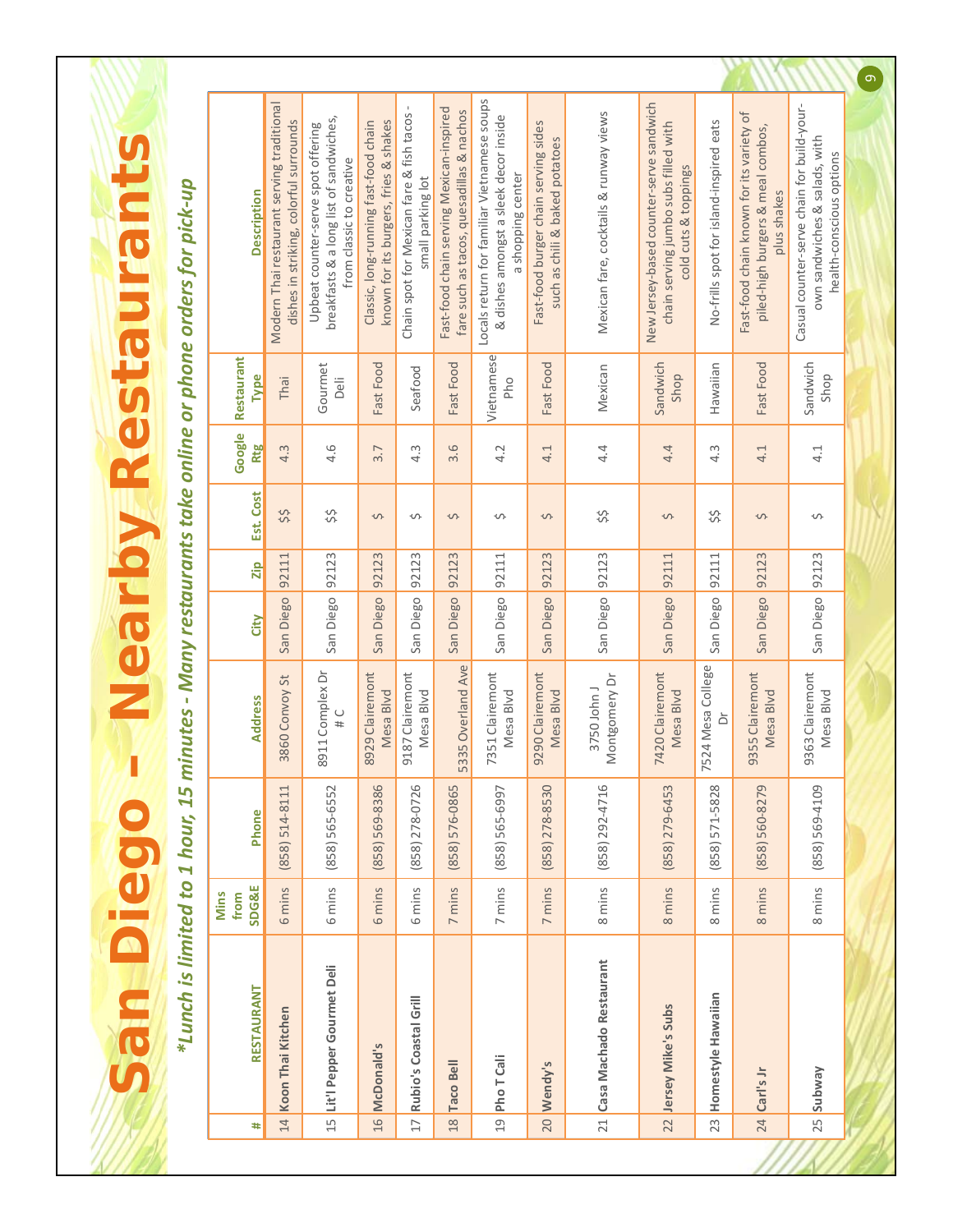# San Diego - Nearby Restaurants

*\*Lunch is limited to 1 hour, 15 minutes - Many restaurants take online or phone orders for pick-up*

| # | RESTAURANT | Mins from SDG&E | Phone | Address | City | Zip | Est. Cost | Google Rtg | Restaurant Type | Description |
|---|---|---|---|---|---|---|---|---|---|---|
| 14 | **Koon Thai Kitchen** | 6 mins | (858) 514-8111 | 3860 Convoy St | San Diego | 92111 | $$ | 4.3 | Thai | Modern Thai restaurant serving traditional dishes in striking, colorful surrounds |
| 15 | **Lit'l Pepper Gourmet Deli** | 6 mins | (858) 565-6552 | 8911 Complex Dr # C | San Diego | 92123 | $$ | 4.6 | Gourmet Deli | Upbeat counter-serve spot offering breakfasts & a long list of sandwiches, from classic to creative |
| 16 | **McDonald's** | 6 mins | (858) 569-8386 | 8929 Clairemont Mesa Blvd | San Diego | 92123 | $ | 3.7 | Fast Food | Classic, long-running fast-food chain known for its burgers, fries & shakes |
| 17 | **Rubio's Coastal Grill** | 6 mins | (858) 278-0726 | 9187 Clairemont Mesa Blvd | San Diego | 92123 | $ | 4.3 | Seafood | Chain spot for Mexican fare & fish tacos - small parking lot |
| 18 | **Taco Bell** | 7 mins | (858) 576-0865 | 5335 Overland Ave | San Diego | 92123 | $ | 3.6 | Fast Food | Fast-food chain serving Mexican-inspired fare such as tacos, quesadillas & nachos |
| 19 | **Pho T Cali** | 7 mins | (858) 565-6997 | 7351 Clairemont Mesa Blvd | San Diego | 92111 | $ | 4.2 | Vietnamese Pho | Locals return for familiar Vietnamese soups & dishes amongst a sleek decor inside a shopping center |
| 20 | **Wendy's** | 7 mins | (858) 278-8530 | 9290 Clairemont Mesa Blvd | San Diego | 92123 | $ | 4.1 | Fast Food | Fast-food burger chain serving sides such as chili & baked potatoes |
| 21 | **Casa Machado Restaurant** | 8 mins | (858) 292-4716 | 3750 John J Montgomery Dr | San Diego | 92123 | $$ | 4.4 | Mexican | Mexican fare, cocktails & runway views |
| 22 | **Jersey Mike's Subs** | 8 mins | (858) 279-6453 | 7420 Clairemont Mesa Blvd | San Diego | 92111 | $ | 4.4 | Sandwich Shop | New Jersey-based counter-serve sandwich chain serving jumbo subs filled with cold cuts & toppings |
| 23 | **Homestyle Hawaiian** | 8 mins | (858) 571-5828 | 7524 Mesa College Dr | San Diego | 92111 | $$ | 4.3 | Hawaiian | No-frills spot for island-inspired eats |
| 24 | **Carl's Jr** | 8 mins | (858) 560-8279 | 9355 Clairemont Mesa Blvd | San Diego | 92123 | $ | 4.1 | Fast Food | Fast-food chain known for its variety of piled-high burgers & meal combos, plus shakes |
| 25 | **Subway** | 8 mins | (858) 569-4109 | 9363 Clairemont Mesa Blvd | San Diego | 92123 | $ | 4.1 | Sandwich Shop | Casual counter-serve chain for build-your-own sandwiches & salads, with health-conscious options |